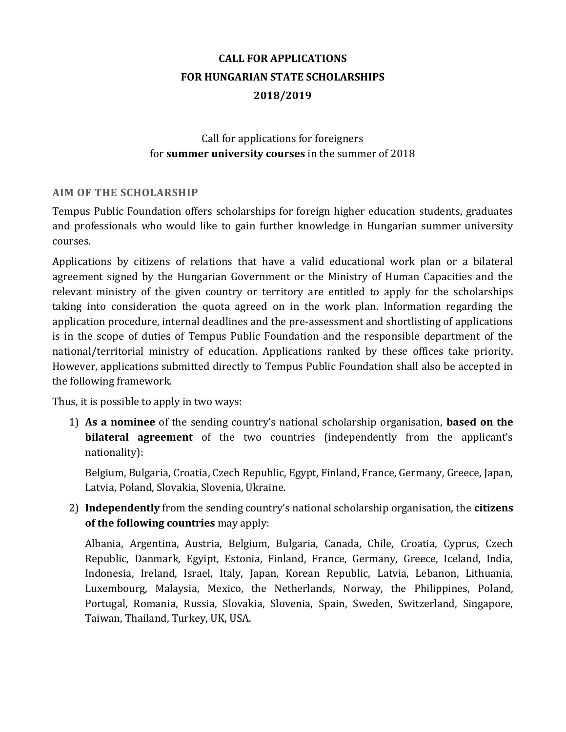# CALL FOR APPLICATIONS
# FOR HUNGARIAN STATE SCHOLARSHIPS
# 2018/2019

Call for applications for foreigners
for **summer university courses** in the summer of 2018

## AIM OF THE SCHOLARSHIP

Tempus Public Foundation offers scholarships for foreign higher education students, graduates and professionals who would like to gain further knowledge in Hungarian summer university courses.

Applications by citizens of relations that have a valid educational work plan or a bilateral agreement signed by the Hungarian Government or the Ministry of Human Capacities and the relevant ministry of the given country or territory are entitled to apply for the scholarships taking into consideration the quota agreed on in the work plan. Information regarding the application procedure, internal deadlines and the pre-assessment and shortlisting of applications is in the scope of duties of Tempus Public Foundation and the responsible department of the national/territorial ministry of education. Applications ranked by these offices take priority. However, applications submitted directly to Tempus Public Foundation shall also be accepted in the following framework.

Thus, it is possible to apply in two ways:

1) **As a nominee** of the sending country's national scholarship organisation, **based on the bilateral agreement** of the two countries (independently from the applicant's nationality):

   Belgium, Bulgaria, Croatia, Czech Republic, Egypt, Finland, France, Germany, Greece, Japan, Latvia, Poland, Slovakia, Slovenia, Ukraine.

2) **Independently** from the sending country's national scholarship organisation, the **citizens of the following countries** may apply:

   Albania, Argentina, Austria, Belgium, Bulgaria, Canada, Chile, Croatia, Cyprus, Czech Republic, Danmark, Egyipt, Estonia, Finland, France, Germany, Greece, Iceland, India, Indonesia, Ireland, Israel, Italy, Japan, Korean Republic, Latvia, Lebanon, Lithuania, Luxembourg, Malaysia, Mexico, the Netherlands, Norway, the Philippines, Poland, Portugal, Romania, Russia, Slovakia, Slovenia, Spain, Sweden, Switzerland, Singapore, Taiwan, Thailand, Turkey, UK, USA.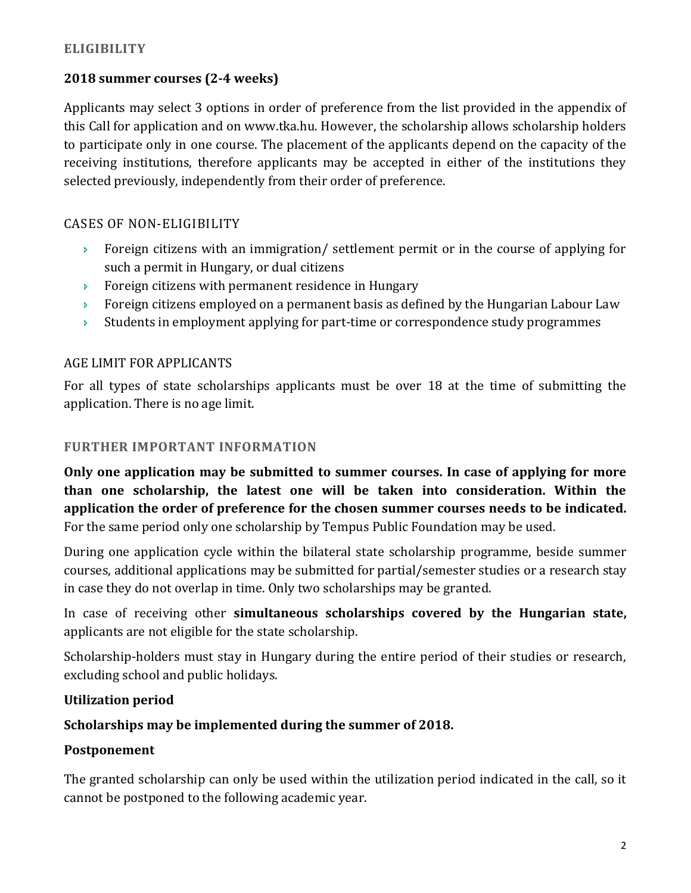## ELIGIBILITY

**2018 summer courses (2-4 weeks)**

Applicants may select 3 options in order of preference from the list provided in the appendix of this Call for application and on www.tka.hu. However, the scholarship allows scholarship holders to participate only in one course. The placement of the applicants depend on the capacity of the receiving institutions, therefore applicants may be accepted in either of the institutions they selected previously, independently from their order of preference.

### CASES OF NON-ELIGIBILITY

- Foreign citizens with an immigration/ settlement permit or in the course of applying for such a permit in Hungary, or dual citizens
- Foreign citizens with permanent residence in Hungary
- Foreign citizens employed on a permanent basis as defined by the Hungarian Labour Law
- Students in employment applying for part-time or correspondence study programmes

### AGE LIMIT FOR APPLICANTS

For all types of state scholarships applicants must be over 18 at the time of submitting the application. There is no age limit.

## FURTHER IMPORTANT INFORMATION

**Only one application may be submitted to summer courses. In case of applying for more than one scholarship, the latest one will be taken into consideration. Within the application the order of preference for the chosen summer courses needs to be indicated.** For the same period only one scholarship by Tempus Public Foundation may be used.

During one application cycle within the bilateral state scholarship programme, beside summer courses, additional applications may be submitted for partial/semester studies or a research stay in case they do not overlap in time. Only two scholarships may be granted.

In case of receiving other **simultaneous scholarships covered by the Hungarian state,** applicants are not eligible for the state scholarship.

Scholarship-holders must stay in Hungary during the entire period of their studies or research, excluding school and public holidays.

**Utilization period**

**Scholarships may be implemented during the summer of 2018.**

**Postponement**

The granted scholarship can only be used within the utilization period indicated in the call, so it cannot be postponed to the following academic year.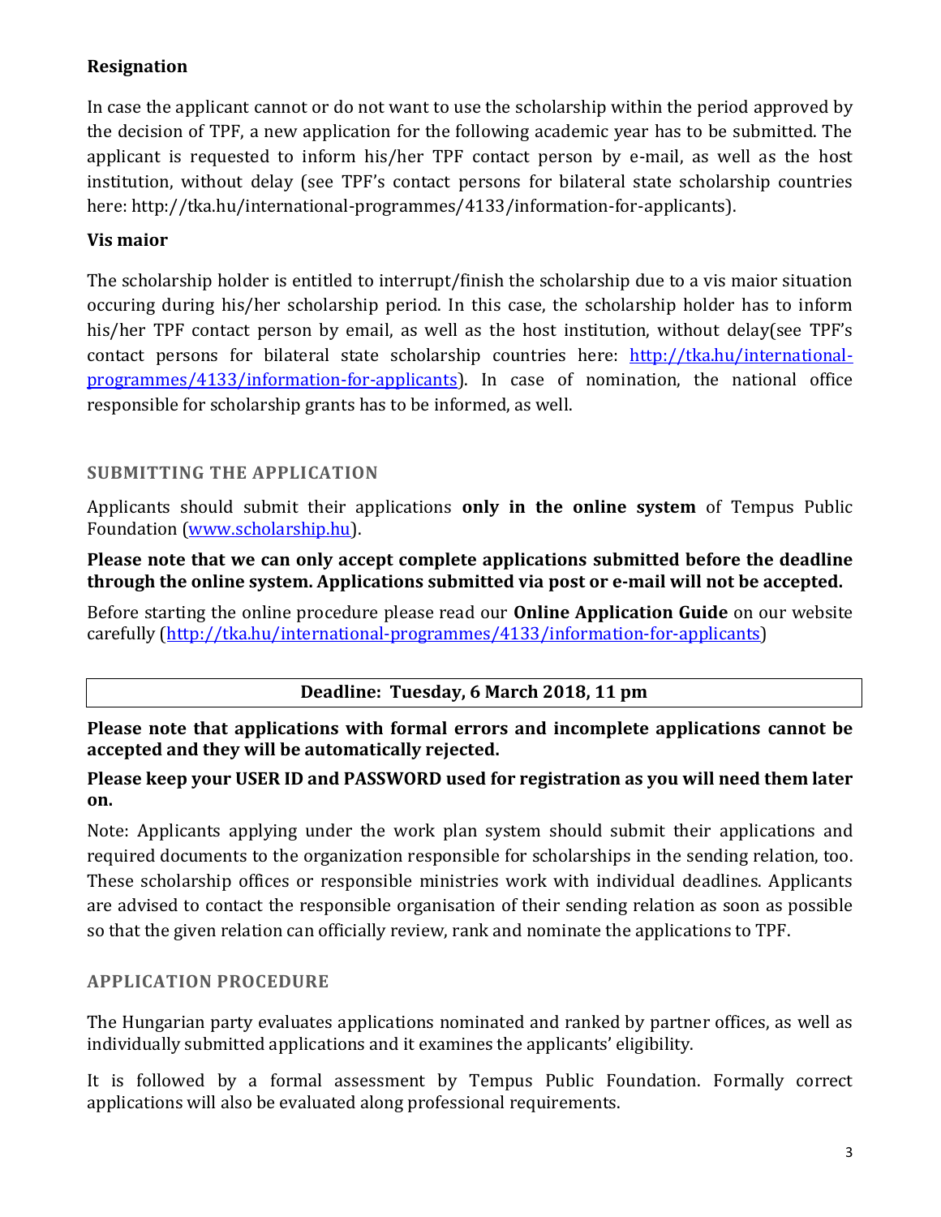### Resignation

In case the applicant cannot or do not want to use the scholarship within the period approved by the decision of TPF, a new application for the following academic year has to be submitted. The applicant is requested to inform his/her TPF contact person by e-mail, as well as the host institution, without delay (see TPF's contact persons for bilateral state scholarship countries here: http://tka.hu/international-programmes/4133/information-for-applicants).

### Vis maior

The scholarship holder is entitled to interrupt/finish the scholarship due to a vis maior situation occuring during his/her scholarship period. In this case, the scholarship holder has to inform his/her TPF contact person by email, as well as the host institution, without delay(see TPF's contact persons for bilateral state scholarship countries here: [http://tka.hu/international-programmes/4133/information-for-applicants](http://tka.hu/international-programmes/4133/information-for-applicants)). In case of nomination, the national office responsible for scholarship grants has to be informed, as well.

## SUBMITTING THE APPLICATION

Applicants should submit their applications **only in the online system** of Tempus Public Foundation ([www.scholarship.hu](www.scholarship.hu)).

**Please note that we can only accept complete applications submitted before the deadline through the online system. Applications submitted via post or e-mail will not be accepted.**

Before starting the online procedure please read our **Online Application Guide** on our website carefully ([http://tka.hu/international-programmes/4133/information-for-applicants](http://tka.hu/international-programmes/4133/information-for-applicants))

| **Deadline: Tuesday, 6 March 2018, 11 pm** |
| --- |

**Please note that applications with formal errors and incomplete applications cannot be accepted and they will be automatically rejected.**

**Please keep your USER ID and PASSWORD used for registration as you will need them later on.**

Note: Applicants applying under the work plan system should submit their applications and required documents to the organization responsible for scholarships in the sending relation, too. These scholarship offices or responsible ministries work with individual deadlines. Applicants are advised to contact the responsible organisation of their sending relation as soon as possible so that the given relation can officially review, rank and nominate the applications to TPF.

## APPLICATION PROCEDURE

The Hungarian party evaluates applications nominated and ranked by partner offices, as well as individually submitted applications and it examines the applicants' eligibility.

It is followed by a formal assessment by Tempus Public Foundation. Formally correct applications will also be evaluated along professional requirements.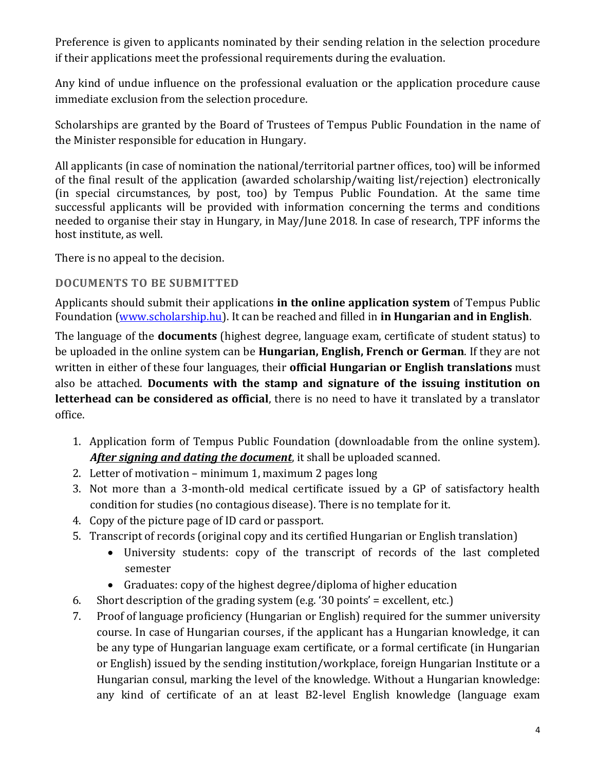Preference is given to applicants nominated by their sending relation in the selection procedure if their applications meet the professional requirements during the evaluation.

Any kind of undue influence on the professional evaluation or the application procedure cause immediate exclusion from the selection procedure.

Scholarships are granted by the Board of Trustees of Tempus Public Foundation in the name of the Minister responsible for education in Hungary.

All applicants (in case of nomination the national/territorial partner offices, too) will be informed of the final result of the application (awarded scholarship/waiting list/rejection) electronically (in special circumstances, by post, too) by Tempus Public Foundation. At the same time successful applicants will be provided with information concerning the terms and conditions needed to organise their stay in Hungary, in May/June 2018. In case of research, TPF informs the host institute, as well.

There is no appeal to the decision.

### DOCUMENTS TO BE SUBMITTED

Applicants should submit their applications **in the online application system** of Tempus Public Foundation (www.scholarship.hu). It can be reached and filled in **in Hungarian and in English**.

The language of the **documents** (highest degree, language exam, certificate of student status) to be uploaded in the online system can be **Hungarian, English, French or German**. If they are not written in either of these four languages, their **official Hungarian or English translations** must also be attached. **Documents with the stamp and signature of the issuing institution on letterhead can be considered as official**, there is no need to have it translated by a translator office.

1. Application form of Tempus Public Foundation (downloadable from the online system). ***<u>After signing and dating the document</u>***, it shall be uploaded scanned.
2. Letter of motivation – minimum 1, maximum 2 pages long
3. Not more than a 3-month-old medical certificate issued by a GP of satisfactory health condition for studies (no contagious disease). There is no template for it.
4. Copy of the picture page of ID card or passport.
5. Transcript of records (original copy and its certified Hungarian or English translation)
   - University students: copy of the transcript of records of the last completed semester
   - Graduates: copy of the highest degree/diploma of higher education
6. Short description of the grading system (e.g. '30 points' = excellent, etc.)
7. Proof of language proficiency (Hungarian or English) required for the summer university course. In case of Hungarian courses, if the applicant has a Hungarian knowledge, it can be any type of Hungarian language exam certificate, or a formal certificate (in Hungarian or English) issued by the sending institution/workplace, foreign Hungarian Institute or a Hungarian consul, marking the level of the knowledge. Without a Hungarian knowledge: any kind of certificate of an at least B2-level English knowledge (language exam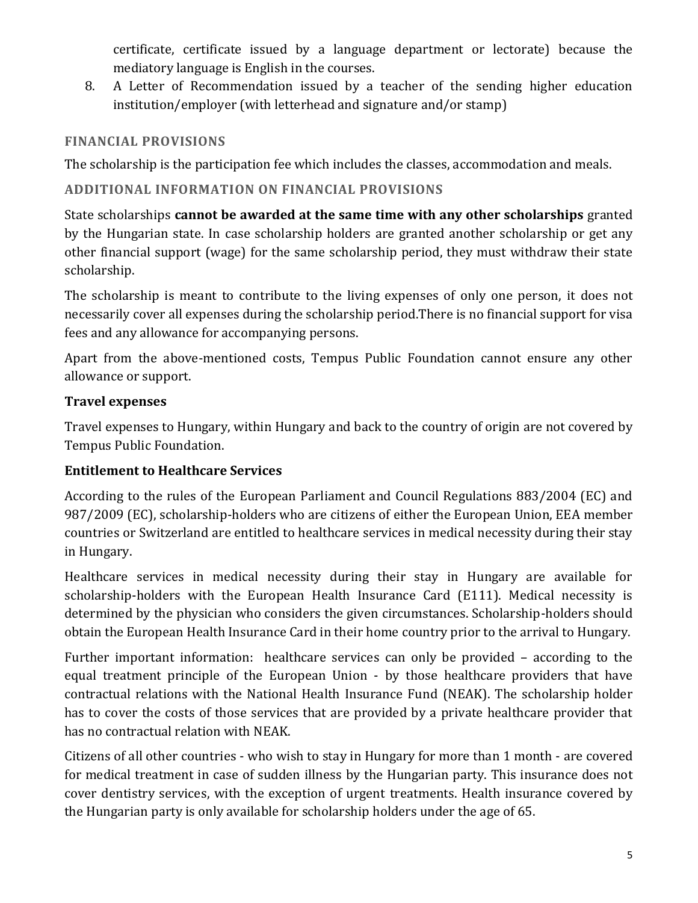certificate, certificate issued by a language department or lectorate) because the mediatory language is English in the courses.

8. A Letter of Recommendation issued by a teacher of the sending higher education institution/employer (with letterhead and signature and/or stamp)

## FINANCIAL PROVISIONS

The scholarship is the participation fee which includes the classes, accommodation and meals.

## ADDITIONAL INFORMATION ON FINANCIAL PROVISIONS

State scholarships **cannot be awarded at the same time with any other scholarships** granted by the Hungarian state. In case scholarship holders are granted another scholarship or get any other financial support (wage) for the same scholarship period, they must withdraw their state scholarship.

The scholarship is meant to contribute to the living expenses of only one person, it does not necessarily cover all expenses during the scholarship period.There is no financial support for visa fees and any allowance for accompanying persons.

Apart from the above-mentioned costs, Tempus Public Foundation cannot ensure any other allowance or support.

### Travel expenses

Travel expenses to Hungary, within Hungary and back to the country of origin are not covered by Tempus Public Foundation.

### Entitlement to Healthcare Services

According to the rules of the European Parliament and Council Regulations 883/2004 (EC) and 987/2009 (EC), scholarship-holders who are citizens of either the European Union, EEA member countries or Switzerland are entitled to healthcare services in medical necessity during their stay in Hungary.

Healthcare services in medical necessity during their stay in Hungary are available for scholarship-holders with the European Health Insurance Card (E111). Medical necessity is determined by the physician who considers the given circumstances. Scholarship-holders should obtain the European Health Insurance Card in their home country prior to the arrival to Hungary.

Further important information: healthcare services can only be provided – according to the equal treatment principle of the European Union - by those healthcare providers that have contractual relations with the National Health Insurance Fund (NEAK). The scholarship holder has to cover the costs of those services that are provided by a private healthcare provider that has no contractual relation with NEAK.

Citizens of all other countries - who wish to stay in Hungary for more than 1 month - are covered for medical treatment in case of sudden illness by the Hungarian party. This insurance does not cover dentistry services, with the exception of urgent treatments. Health insurance covered by the Hungarian party is only available for scholarship holders under the age of 65.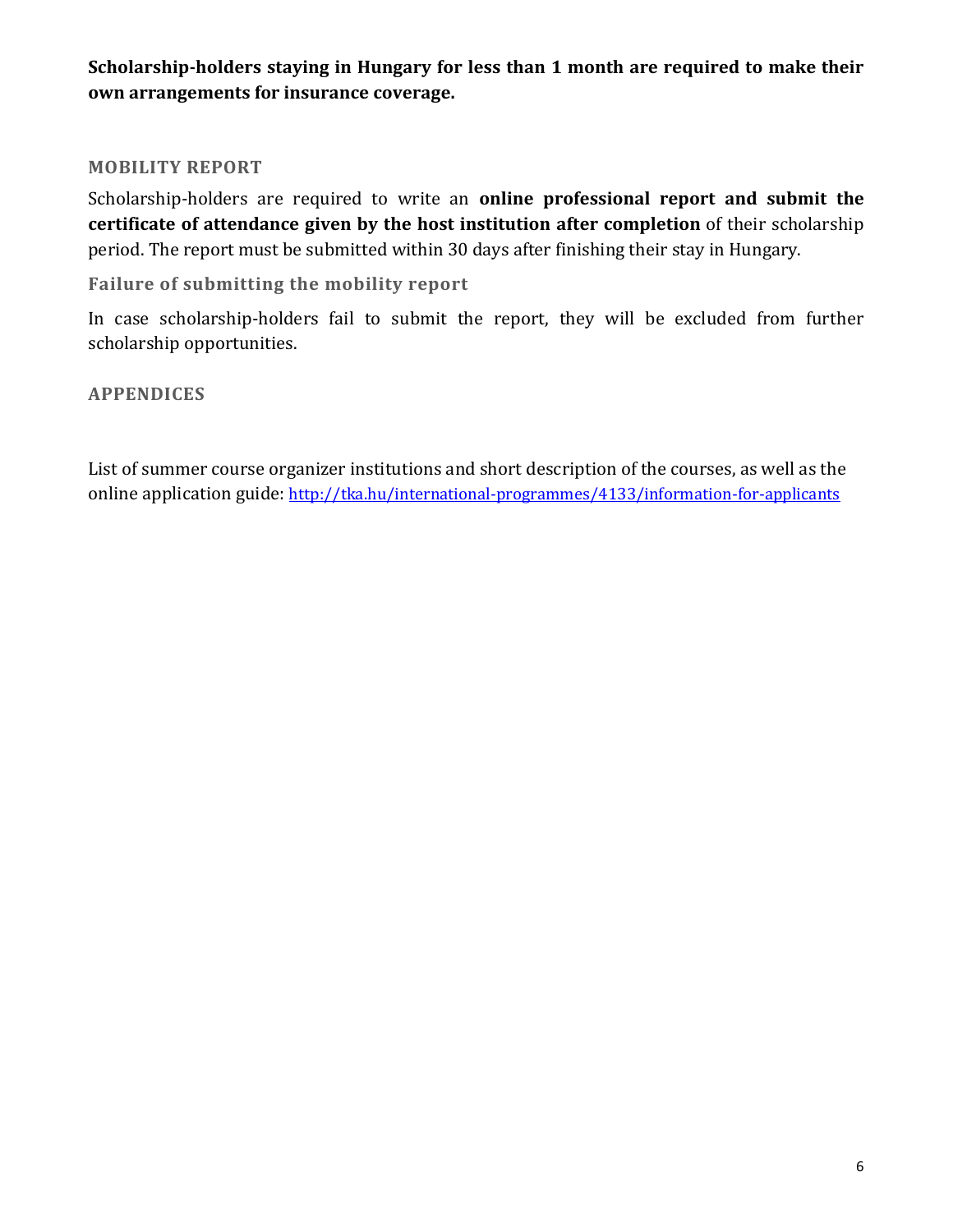**Scholarship-holders staying in Hungary for less than 1 month are required to make their own arrangements for insurance coverage.**

## MOBILITY REPORT

Scholarship-holders are required to write an **online professional report and submit the certificate of attendance given by the host institution after completion** of their scholarship period. The report must be submitted within 30 days after finishing their stay in Hungary.

### Failure of submitting the mobility report

In case scholarship-holders fail to submit the report, they will be excluded from further scholarship opportunities.

## APPENDICES

List of summer course organizer institutions and short description of the courses, as well as the online application guide: [http://tka.hu/international-programmes/4133/information-for-applicants](http://tka.hu/international-programmes/4133/information-for-applicants)